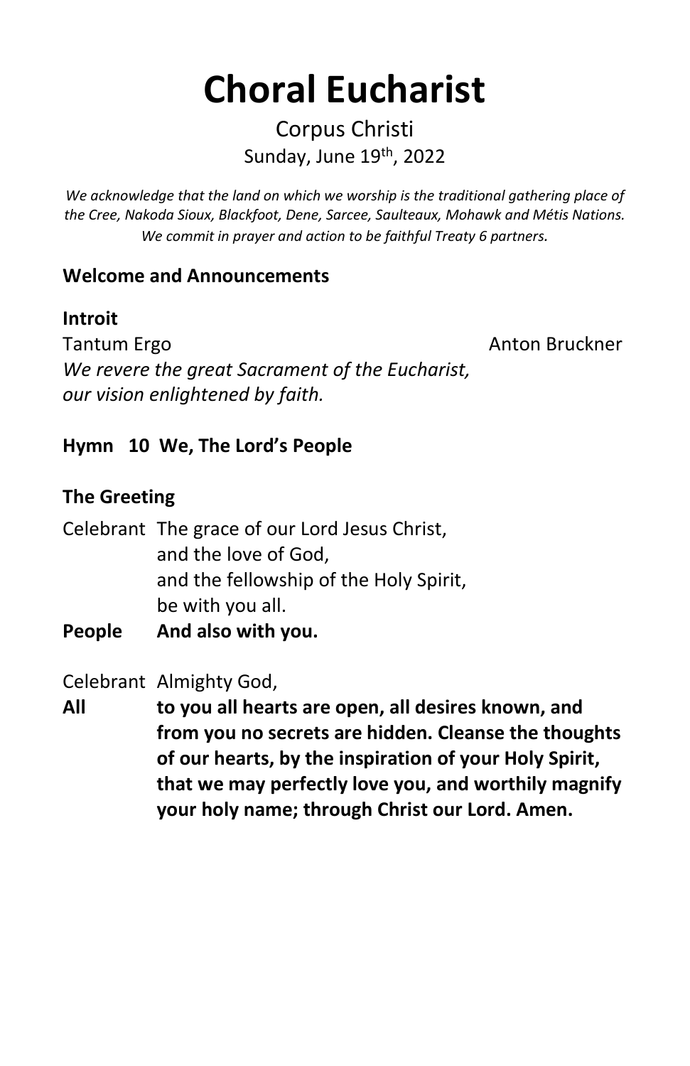# Choral Eucharist

Corpus Christi

Sunday, June 19th, 2022

*We acknowledge that the land on which we worship is the traditional gathering place of the Cree, Nakoda Sioux, Blackfoot, Dene, Sarcee, Saulteaux, Mohawk and Métis Nations. We commit in prayer and action to be faithful Treaty 6 partners.*

**Welcome and Announcements**

**Introit**

Tantum Ergo — Anton Bruckner

*We revere the great Sacrament of the Eucharist, our vision enlightened by faith.*

**Hymn 10 We, The Lord's People**

**The Greeting**

Celebrant The grace of our Lord Jesus Christ,
and the love of God,
and the fellowship of the Holy Spirit,
be with you all.

**People And also with you.**

Celebrant Almighty God,

**All to you all hearts are open, all desires known, and from you no secrets are hidden. Cleanse the thoughts of our hearts, by the inspiration of your Holy Spirit, that we may perfectly love you, and worthily magnify your holy name; through Christ our Lord. Amen.**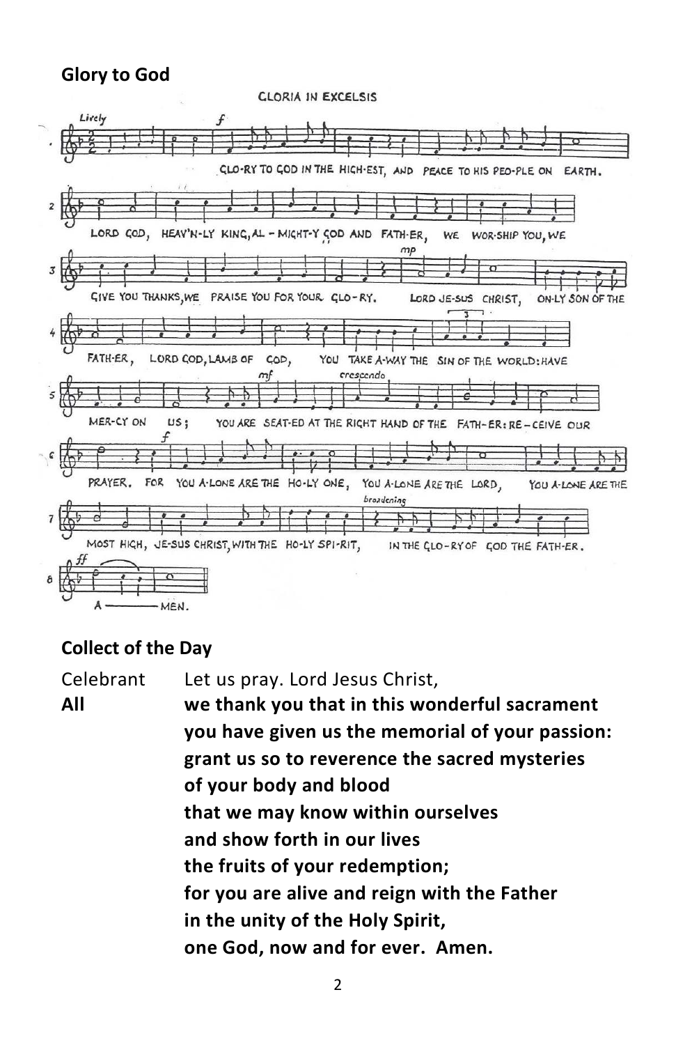## Glory to God

CLORIA IN EXCELSIS

Lively

GLO-RY TO GOD IN THE HIGH-EST, AND PEACE TO HIS PEO-PLE ON EARTH.

LORD GOD, HEAV'N-LY KING, AL-MIGHT-Y GOD AND FATH-ER, WE WOR-SHIP YOU, WE

GIVE YOU THANKS, WE PRAISE YOU FOR YOUR GLO-RY. LORD JE-SUS CHRIST, ON-LY SON OF THE

FATH-ER, LORD GOD, LAMB OF GOD, YOU TAKE A-WAY THE SIN OF THE WORLD: HAVE

MER-CY ON US; YOU ARE SEAT-ED AT THE RIGHT HAND OF THE FATH-ER: RE-CEIVE OUR

PRAYER. FOR YOU A-LONE ARE THE HO-LY ONE, YOU A-LONE ARE THE LORD, YOU A-LONE ARE THE

MOST HIGH, JE-SUS CHRIST, WITH THE HO-LY SPI-RIT, IN THE GLO-RY OF GOD THE FATH-ER.

A — MEN.

## Collect of the Day

Celebrant Let us pray. Lord Jesus Christ,

**All** **we thank you that in this wonderful sacrament**
**you have given us the memorial of your passion:**
**grant us so to reverence the sacred mysteries**
**of your body and blood**
**that we may know within ourselves**
**and show forth in our lives**
**the fruits of your redemption;**
**for you are alive and reign with the Father**
**in the unity of the Holy Spirit,**
**one God, now and for ever. Amen.**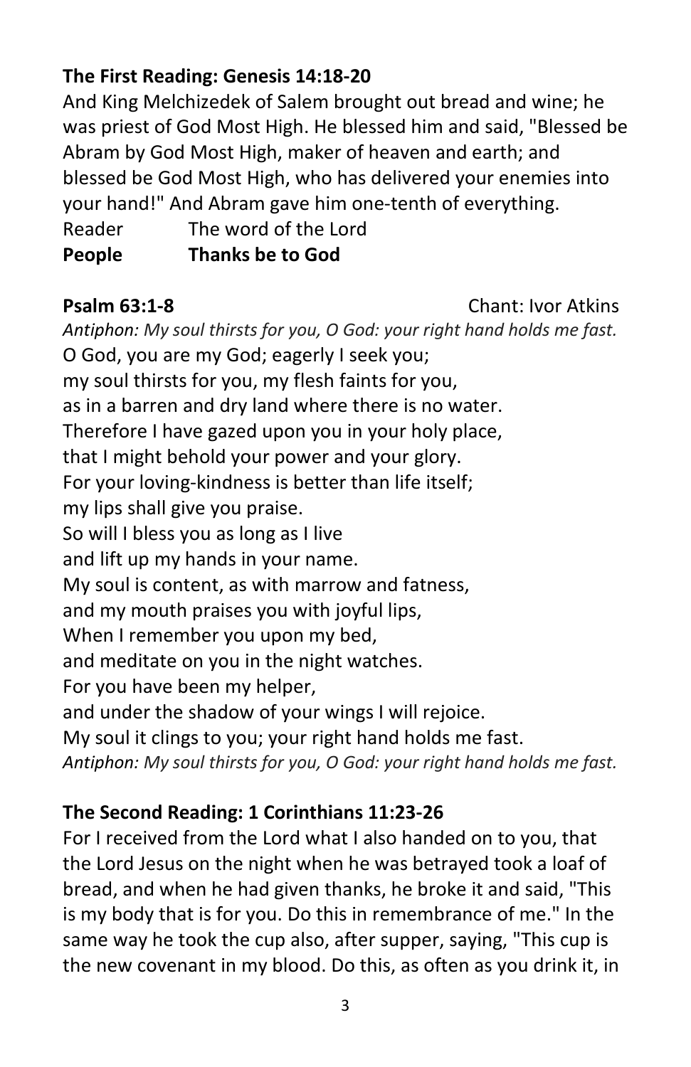**The First Reading: Genesis 14:18-20**

And King Melchizedek of Salem brought out bread and wine; he was priest of God Most High. He blessed him and said, "Blessed be Abram by God Most High, maker of heaven and earth; and blessed be God Most High, who has delivered your enemies into your hand!" And Abram gave him one-tenth of everything.

Reader The word of the Lord
**People Thanks be to God**

**Psalm 63:1-8** Chant: Ivor Atkins

*Antiphon: My soul thirsts for you, O God: your right hand holds me fast.*

O God, you are my God; eagerly I seek you;
my soul thirsts for you, my flesh faints for you,
as in a barren and dry land where there is no water.
Therefore I have gazed upon you in your holy place,
that I might behold your power and your glory.
For your loving-kindness is better than life itself;
my lips shall give you praise.
So will I bless you as long as I live
and lift up my hands in your name.
My soul is content, as with marrow and fatness,
and my mouth praises you with joyful lips,
When I remember you upon my bed,
and meditate on you in the night watches.
For you have been my helper,
and under the shadow of your wings I will rejoice.
My soul it clings to you; your right hand holds me fast.

*Antiphon: My soul thirsts for you, O God: your right hand holds me fast.*

**The Second Reading: 1 Corinthians 11:23-26**

For I received from the Lord what I also handed on to you, that the Lord Jesus on the night when he was betrayed took a loaf of bread, and when he had given thanks, he broke it and said, "This is my body that is for you. Do this in remembrance of me." In the same way he took the cup also, after supper, saying, "This cup is the new covenant in my blood. Do this, as often as you drink it, in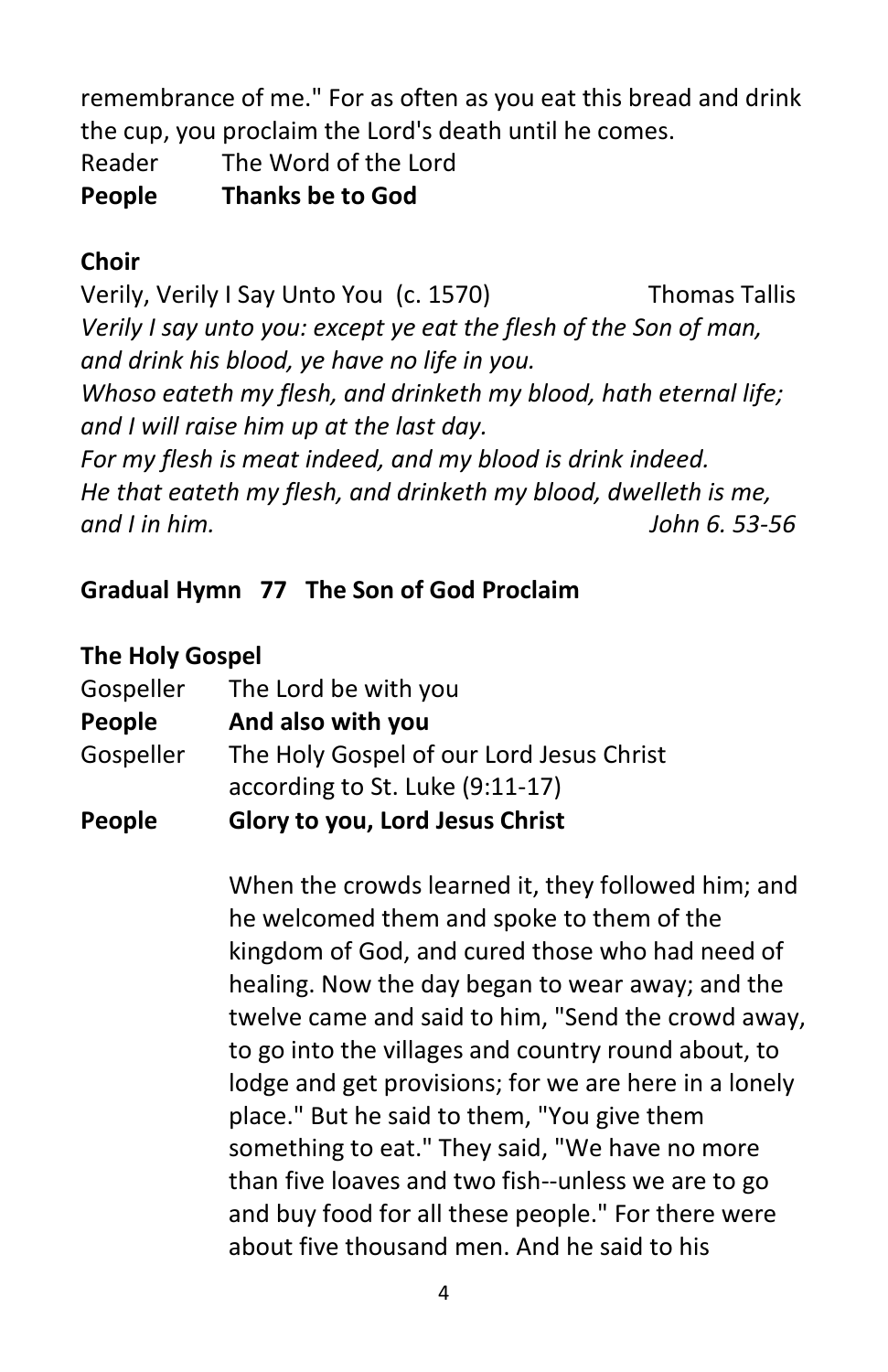remembrance of me." For as often as you eat this bread and drink the cup, you proclaim the Lord's death until he comes.

Reader	The Word of the Lord
**People	Thanks be to God**

**Choir**

Verily, Verily I Say Unto You (c. 1570)	Thomas Tallis

*Verily I say unto you: except ye eat the flesh of the Son of man, and drink his blood, ye have no life in you.*
*Whoso eateth my flesh, and drinketh my blood, hath eternal life; and I will raise him up at the last day.*
*For my flesh is meat indeed, and my blood is drink indeed.*
*He that eateth my flesh, and drinketh my blood, dwelleth is me, and I in him.*	*John 6. 53-56*

**Gradual Hymn 77 The Son of God Proclaim**

**The Holy Gospel**

Gospeller	The Lord be with you
**People	And also with you**
Gospeller	The Holy Gospel of our Lord Jesus Christ according to St. Luke (9:11-17)
**People	Glory to you, Lord Jesus Christ**

When the crowds learned it, they followed him; and he welcomed them and spoke to them of the kingdom of God, and cured those who had need of healing. Now the day began to wear away; and the twelve came and said to him, "Send the crowd away, to go into the villages and country round about, to lodge and get provisions; for we are here in a lonely place." But he said to them, "You give them something to eat." They said, "We have no more than five loaves and two fish--unless we are to go and buy food for all these people." For there were about five thousand men. And he said to his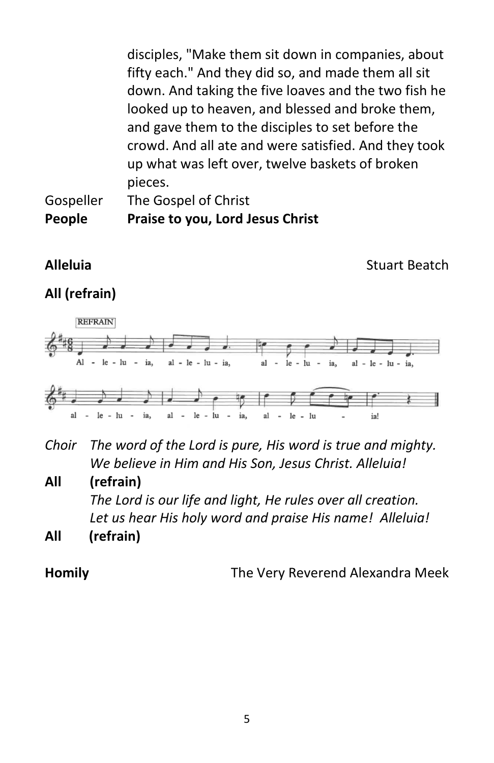disciples, "Make them sit down in companies, about fifty each." And they did so, and made them all sit down. And taking the five loaves and the two fish he looked up to heaven, and blessed and broke them, and gave them to the disciples to set before the crowd. And all ate and were satisfied. And they took up what was left over, twelve baskets of broken pieces.

Gospeller The Gospel of Christ

**People Praise to you, Lord Jesus Christ**

**Alleluia** Stuart Beatch

**All (refrain)**

REFRAIN

Al - le - lu - ia, al - le - lu - ia, al - le - lu - ia, al - le - lu - ia,

al - le - lu - ia, al - le - lu - ia, al - le - lu - ia!

*Choir The word of the Lord is pure, His word is true and mighty.*
*We believe in Him and His Son, Jesus Christ. Alleluia!*

**All (refrain)**

*The Lord is our life and light, He rules over all creation.*
*Let us hear His holy word and praise His name! Alleluia!*

**All (refrain)**

**Homily** The Very Reverend Alexandra Meek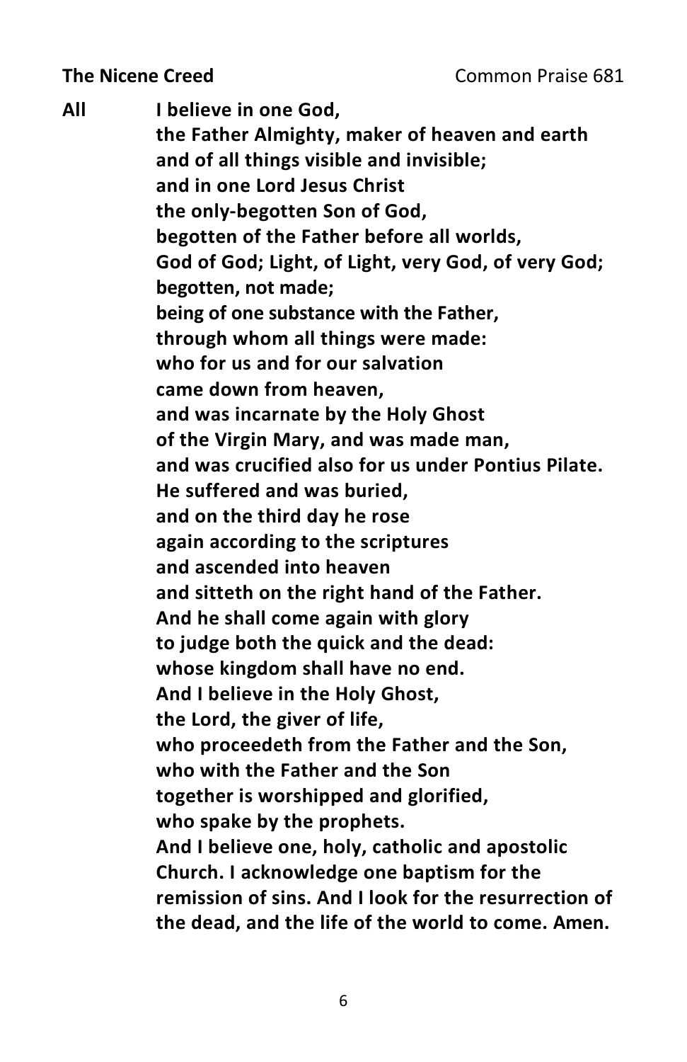**The Nicene Creed** Common Praise 681

**All** **I believe in one God,**
**the Father Almighty, maker of heaven and earth**
**and of all things visible and invisible;**
**and in one Lord Jesus Christ**
**the only-begotten Son of God,**
**begotten of the Father before all worlds,**
**God of God; Light, of Light, very God, of very God;**
**begotten, not made;**
**being of one substance with the Father,**
**through whom all things were made:**
**who for us and for our salvation**
**came down from heaven,**
**and was incarnate by the Holy Ghost**
**of the Virgin Mary, and was made man,**
**and was crucified also for us under Pontius Pilate.**
**He suffered and was buried,**
**and on the third day he rose**
**again according to the scriptures**
**and ascended into heaven**
**and sitteth on the right hand of the Father.**
**And he shall come again with glory**
**to judge both the quick and the dead:**
**whose kingdom shall have no end.**
**And I believe in the Holy Ghost,**
**the Lord, the giver of life,**
**who proceedeth from the Father and the Son,**
**who with the Father and the Son**
**together is worshipped and glorified,**
**who spake by the prophets.**
**And I believe one, holy, catholic and apostolic Church. I acknowledge one baptism for the remission of sins. And I look for the resurrection of the dead, and the life of the world to come. Amen.**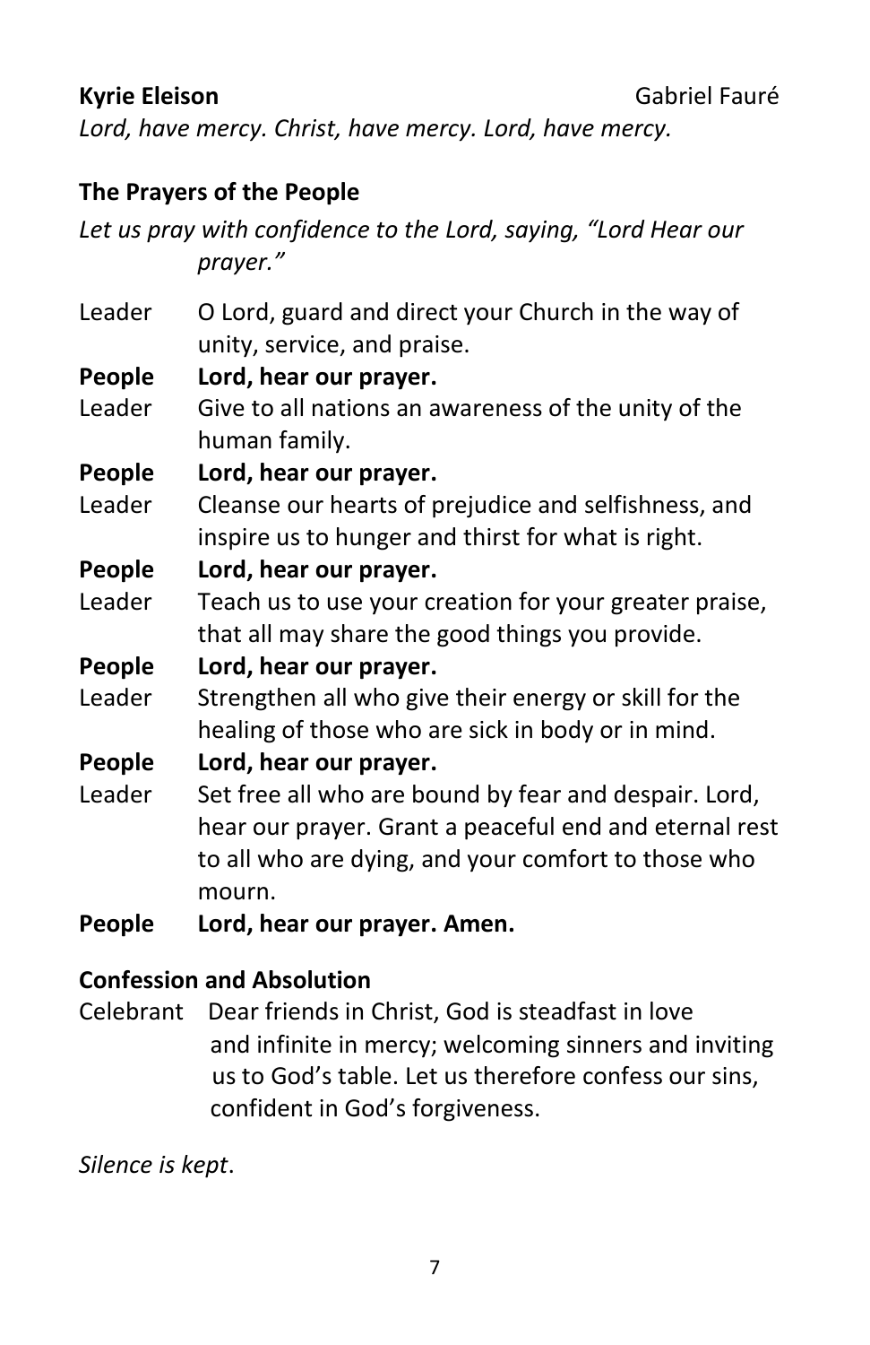**Kyrie Eleison** Gabriel Fauré

*Lord, have mercy. Christ, have mercy. Lord, have mercy.*

**The Prayers of the People**

*Let us pray with confidence to the Lord, saying, "Lord Hear our prayer."*

Leader O Lord, guard and direct your Church in the way of unity, service, and praise.

**People Lord, hear our prayer.**

Leader Give to all nations an awareness of the unity of the human family.

**People Lord, hear our prayer.**

Leader Cleanse our hearts of prejudice and selfishness, and inspire us to hunger and thirst for what is right.

**People Lord, hear our prayer.**

Leader Teach us to use your creation for your greater praise, that all may share the good things you provide.

**People Lord, hear our prayer.**

Leader Strengthen all who give their energy or skill for the healing of those who are sick in body or in mind.

**People Lord, hear our prayer.**

Leader Set free all who are bound by fear and despair. Lord, hear our prayer. Grant a peaceful end and eternal rest to all who are dying, and your comfort to those who mourn.

**People Lord, hear our prayer. Amen.**

**Confession and Absolution**

Celebrant Dear friends in Christ, God is steadfast in love and infinite in mercy; welcoming sinners and inviting us to God's table. Let us therefore confess our sins, confident in God's forgiveness.

*Silence is kept*.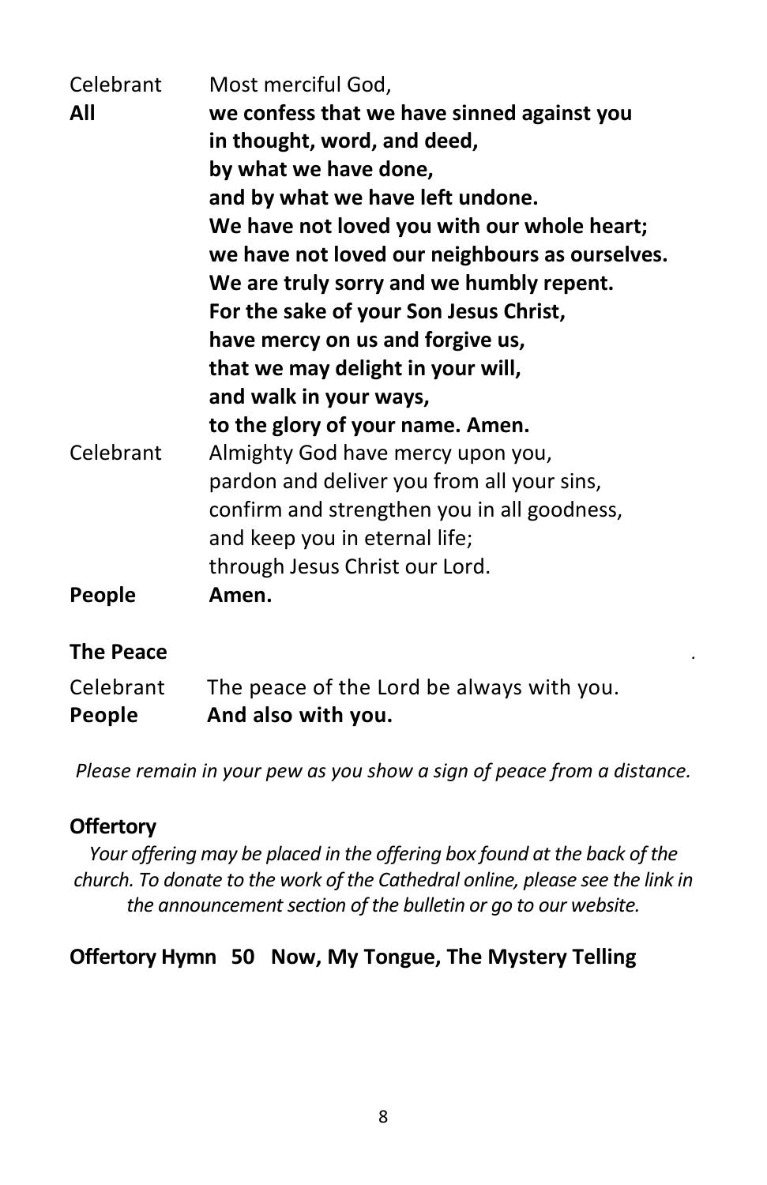Celebrant Most merciful God,

**All we confess that we have sinned against you**
**in thought, word, and deed,**
**by what we have done,**
**and by what we have left undone.**
**We have not loved you with our whole heart;**
**we have not loved our neighbours as ourselves.**
**We are truly sorry and we humbly repent.**
**For the sake of your Son Jesus Christ,**
**have mercy on us and forgive us,**
**that we may delight in your will,**
**and walk in your ways,**
**to the glory of your name. Amen.**

Celebrant Almighty God have mercy upon you,
pardon and deliver you from all your sins,
confirm and strengthen you in all goodness,
and keep you in eternal life;
through Jesus Christ our Lord.

**People Amen.**

**The Peace**

Celebrant The peace of the Lord be always with you.

**People And also with you.**

*Please remain in your pew as you show a sign of peace from a distance.*

**Offertory**

*Your offering may be placed in the offering box found at the back of the church. To donate to the work of the Cathedral online, please see the link in the announcement section of the bulletin or go to our website.*

**Offertory Hymn 50 Now, My Tongue, The Mystery Telling**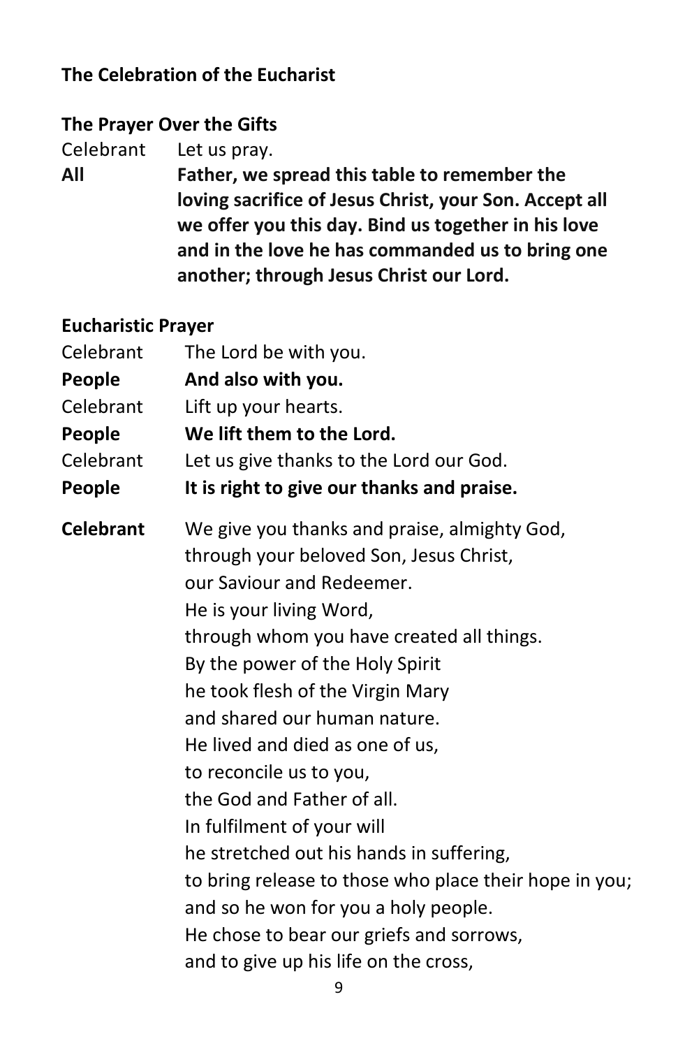**The Celebration of the Eucharist**

**The Prayer Over the Gifts**

Celebrant Let us pray.

**All Father, we spread this table to remember the loving sacrifice of Jesus Christ, your Son. Accept all we offer you this day. Bind us together in his love and in the love he has commanded us to bring one another; through Jesus Christ our Lord.**

**Eucharistic Prayer**

Celebrant The Lord be with you.

**People And also with you.**

Celebrant Lift up your hearts.

**People We lift them to the Lord.**

Celebrant Let us give thanks to the Lord our God.

**People It is right to give our thanks and praise.**

**Celebrant** We give you thanks and praise, almighty God,
through your beloved Son, Jesus Christ,
our Saviour and Redeemer.
He is your living Word,
through whom you have created all things.
By the power of the Holy Spirit
he took flesh of the Virgin Mary
and shared our human nature.
He lived and died as one of us,
to reconcile us to you,
the God and Father of all.
In fulfilment of your will
he stretched out his hands in suffering,
to bring release to those who place their hope in you;
and so he won for you a holy people.
He chose to bear our griefs and sorrows,
and to give up his life on the cross,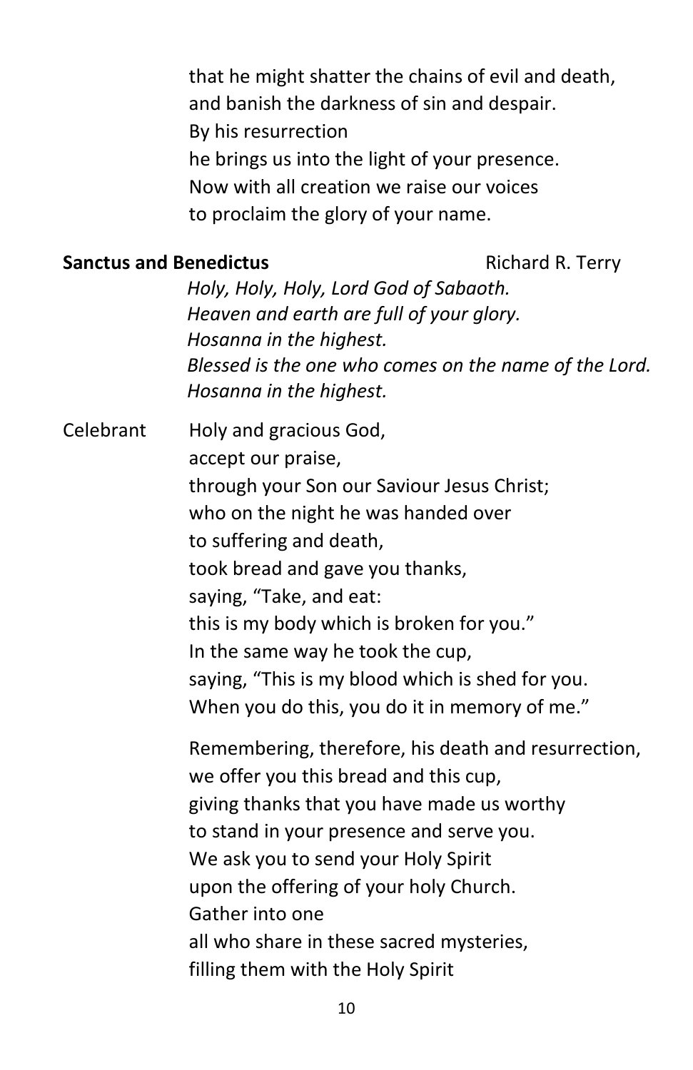that he might shatter the chains of evil and death,
and banish the darkness of sin and despair.
By his resurrection
he brings us into the light of your presence.
Now with all creation we raise our voices
to proclaim the glory of your name.

**Sanctus and Benedictus** Richard R. Terry

*Holy, Holy, Holy, Lord God of Sabaoth.*
*Heaven and earth are full of your glory.*
*Hosanna in the highest.*
*Blessed is the one who comes on the name of the Lord.*
*Hosanna in the highest.*

Celebrant Holy and gracious God,
accept our praise,
through your Son our Saviour Jesus Christ;
who on the night he was handed over
to suffering and death,
took bread and gave you thanks,
saying, "Take, and eat:
this is my body which is broken for you."
In the same way he took the cup,
saying, "This is my blood which is shed for you.
When you do this, you do it in memory of me."

Remembering, therefore, his death and resurrection,
we offer you this bread and this cup,
giving thanks that you have made us worthy
to stand in your presence and serve you.
We ask you to send your Holy Spirit
upon the offering of your holy Church.
Gather into one
all who share in these sacred mysteries,
filling them with the Holy Spirit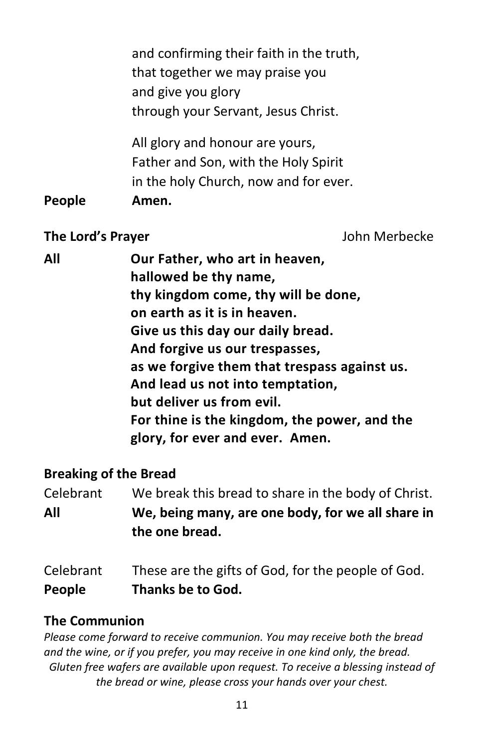and confirming their faith in the truth,
that together we may praise you
and give you glory
through your Servant, Jesus Christ.

All glory and honour are yours,
Father and Son, with the Holy Spirit
in the holy Church, now and for ever.

**People** **Amen.**

**The Lord's Prayer** John Merbecke

**All** **Our Father, who art in heaven,
hallowed be thy name,
thy kingdom come, thy will be done,
on earth as it is in heaven.
Give us this day our daily bread.
And forgive us our trespasses,
as we forgive them that trespass against us.
And lead us not into temptation,
but deliver us from evil.
For thine is the kingdom, the power, and the glory, for ever and ever. Amen.**

**Breaking of the Bread**

Celebrant We break this bread to share in the body of Christ.
**All** **We, being many, are one body, for we all share in the one bread.**

Celebrant These are the gifts of God, for the people of God.
**People** **Thanks be to God.**

**The Communion**

*Please come forward to receive communion. You may receive both the bread and the wine, or if you prefer, you may receive in one kind only, the bread. Gluten free wafers are available upon request. To receive a blessing instead of the bread or wine, please cross your hands over your chest.*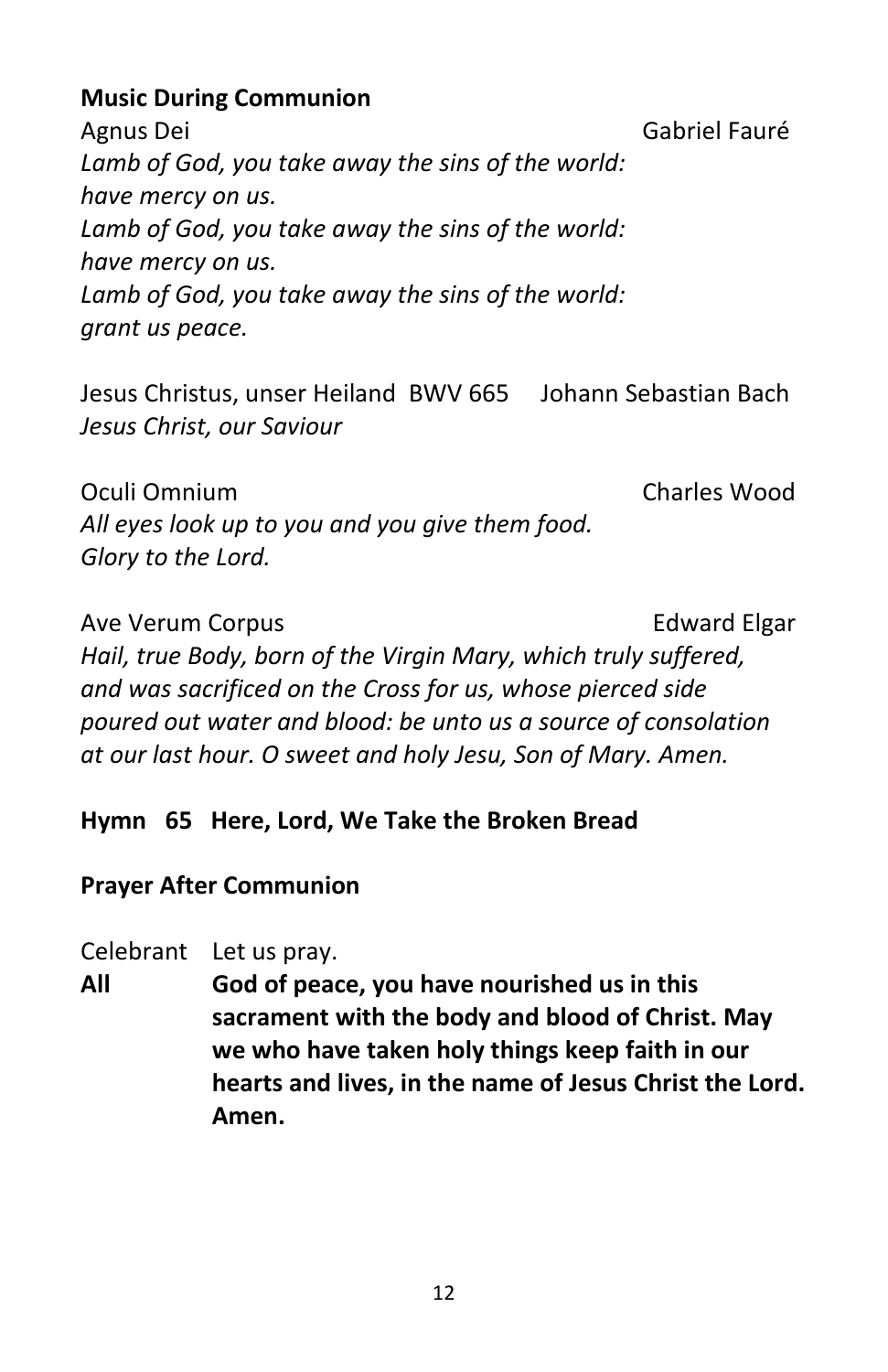**Music During Communion**

Agnus Dei Gabriel Fauré

*Lamb of God, you take away the sins of the world:*
*have mercy on us.*
*Lamb of God, you take away the sins of the world:*
*have mercy on us.*
*Lamb of God, you take away the sins of the world:*
*grant us peace.*

Jesus Christus, unser Heiland BWV 665 Johann Sebastian Bach
*Jesus Christ, our Saviour*

Oculi Omnium Charles Wood
*All eyes look up to you and you give them food.*
*Glory to the Lord.*

Ave Verum Corpus Edward Elgar
*Hail, true Body, born of the Virgin Mary, which truly suffered, and was sacrificed on the Cross for us, whose pierced side poured out water and blood: be unto us a source of consolation at our last hour. O sweet and holy Jesu, Son of Mary. Amen.*

**Hymn 65 Here, Lord, We Take the Broken Bread**

**Prayer After Communion**

Celebrant Let us pray.

**All God of peace, you have nourished us in this sacrament with the body and blood of Christ. May we who have taken holy things keep faith in our hearts and lives, in the name of Jesus Christ the Lord. Amen.**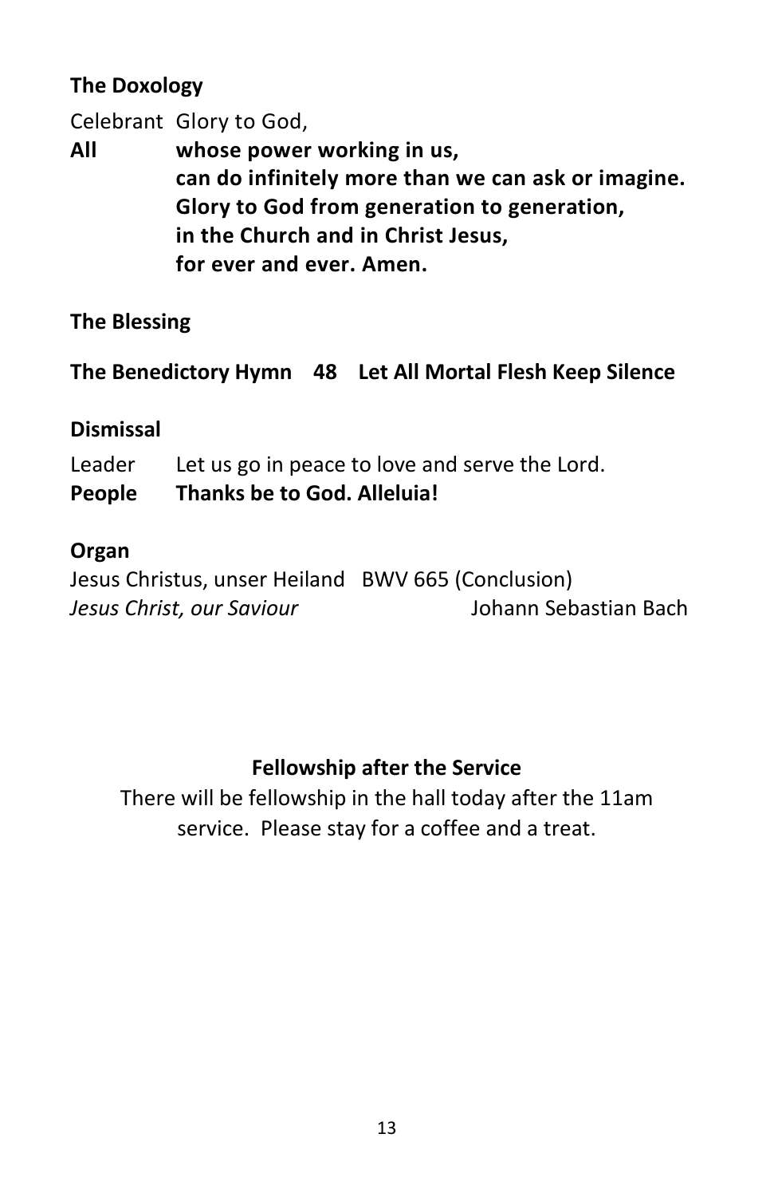**The Doxology**

Celebrant Glory to God,
**All whose power working in us,**
**can do infinitely more than we can ask or imagine.**
**Glory to God from generation to generation,**
**in the Church and in Christ Jesus,**
**for ever and ever. Amen.**

**The Blessing**

**The Benedictory Hymn 48 Let All Mortal Flesh Keep Silence**

**Dismissal**

Leader Let us go in peace to love and serve the Lord.
**People Thanks be to God. Alleluia!**

**Organ**

Jesus Christus, unser Heiland BWV 665 (Conclusion)
*Jesus Christ, our Saviour* Johann Sebastian Bach

**Fellowship after the Service**

There will be fellowship in the hall today after the 11am service. Please stay for a coffee and a treat.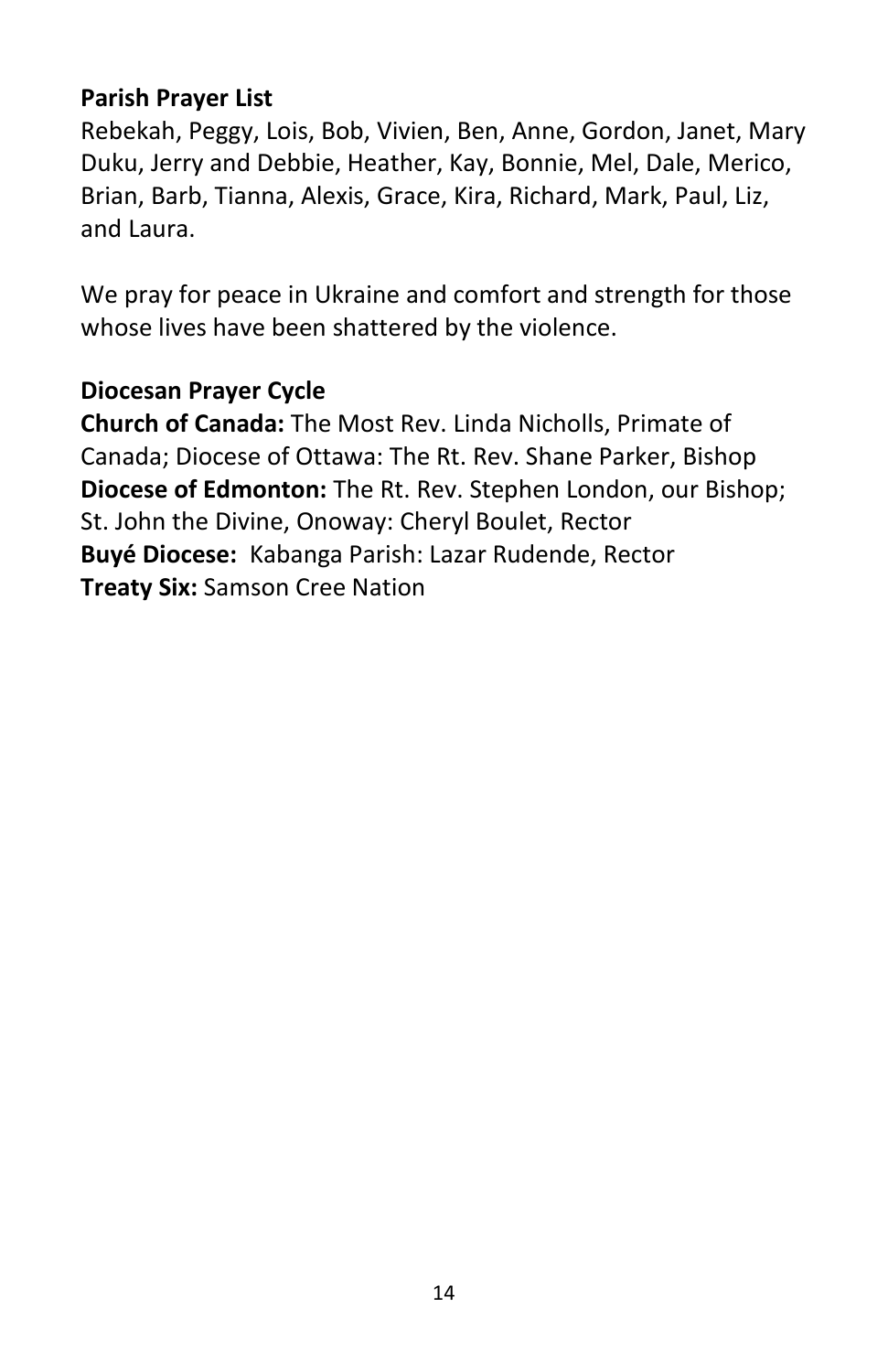**Parish Prayer List**
Rebekah, Peggy, Lois, Bob, Vivien, Ben, Anne, Gordon, Janet, Mary Duku, Jerry and Debbie, Heather, Kay, Bonnie, Mel, Dale, Merico, Brian, Barb, Tianna, Alexis, Grace, Kira, Richard, Mark, Paul, Liz, and Laura.

We pray for peace in Ukraine and comfort and strength for those whose lives have been shattered by the violence.

**Diocesan Prayer Cycle**
**Church of Canada:** The Most Rev. Linda Nicholls, Primate of Canada; Diocese of Ottawa: The Rt. Rev. Shane Parker, Bishop
**Diocese of Edmonton:** The Rt. Rev. Stephen London, our Bishop; St. John the Divine, Onoway: Cheryl Boulet, Rector
**Buyé Diocese:** Kabanga Parish: Lazar Rudende, Rector
**Treaty Six:** Samson Cree Nation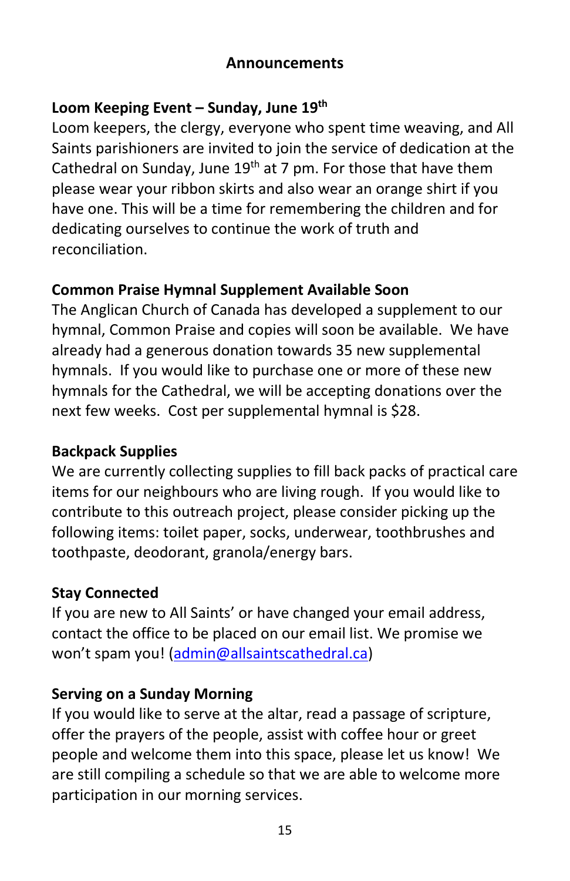## Announcements

**Loom Keeping Event – Sunday, June 19th**

Loom keepers, the clergy, everyone who spent time weaving, and All Saints parishioners are invited to join the service of dedication at the Cathedral on Sunday, June 19th at 7 pm. For those that have them please wear your ribbon skirts and also wear an orange shirt if you have one. This will be a time for remembering the children and for dedicating ourselves to continue the work of truth and reconciliation.

**Common Praise Hymnal Supplement Available Soon**

The Anglican Church of Canada has developed a supplement to our hymnal, Common Praise and copies will soon be available. We have already had a generous donation towards 35 new supplemental hymnals. If you would like to purchase one or more of these new hymnals for the Cathedral, we will be accepting donations over the next few weeks. Cost per supplemental hymnal is $28.

**Backpack Supplies**

We are currently collecting supplies to fill back packs of practical care items for our neighbours who are living rough. If you would like to contribute to this outreach project, please consider picking up the following items: toilet paper, socks, underwear, toothbrushes and toothpaste, deodorant, granola/energy bars.

**Stay Connected**

If you are new to All Saints' or have changed your email address, contact the office to be placed on our email list. We promise we won't spam you! (admin@allsaintscathedral.ca)

**Serving on a Sunday Morning**

If you would like to serve at the altar, read a passage of scripture, offer the prayers of the people, assist with coffee hour or greet people and welcome them into this space, please let us know! We are still compiling a schedule so that we are able to welcome more participation in our morning services.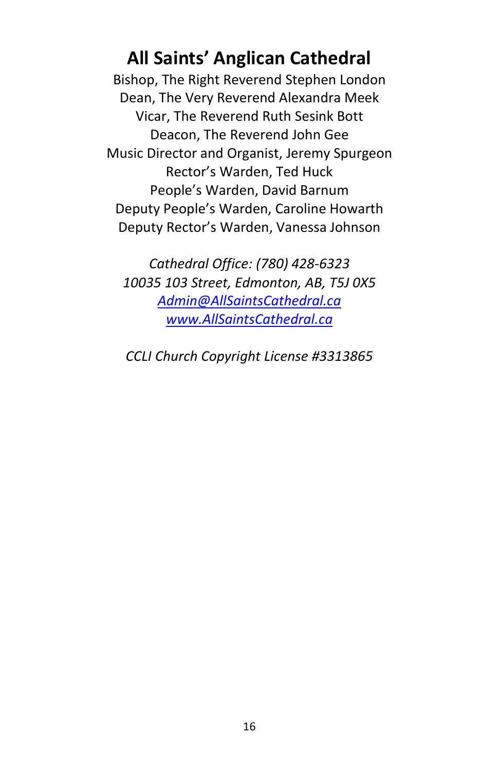# All Saints' Anglican Cathedral

Bishop, The Right Reverend Stephen London
Dean, The Very Reverend Alexandra Meek
Vicar, The Reverend Ruth Sesink Bott
Deacon, The Reverend John Gee
Music Director and Organist, Jeremy Spurgeon
Rector's Warden, Ted Huck
People's Warden, David Barnum
Deputy People's Warden, Caroline Howarth
Deputy Rector's Warden, Vanessa Johnson

*Cathedral Office: (780) 428-6323*
*10035 103 Street, Edmonton, AB, T5J 0X5*
*Admin@AllSaintsCathedral.ca*
*www.AllSaintsCathedral.ca*

*CCLI Church Copyright License #3313865*